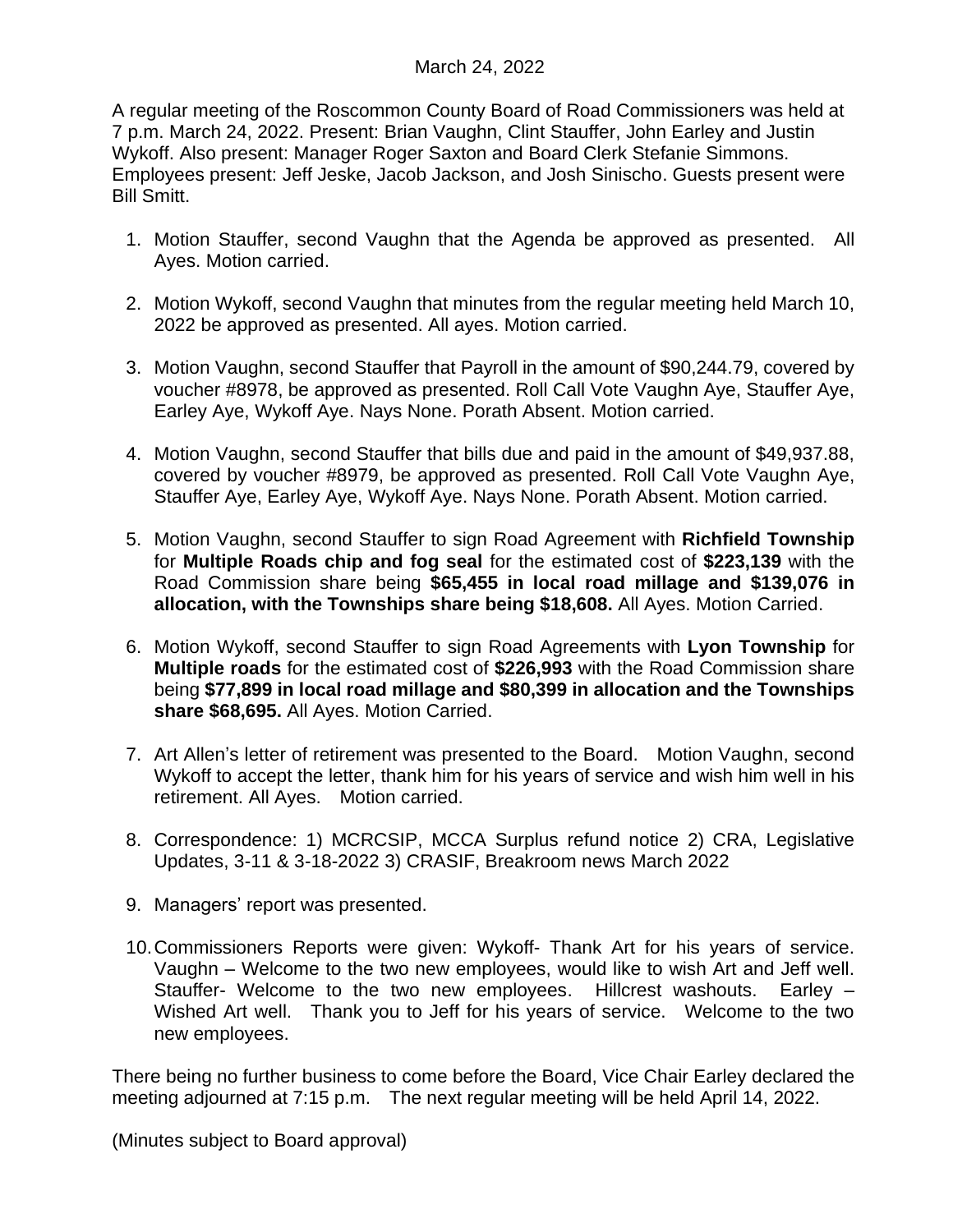March 24, 2022

A regular meeting of the Roscommon County Board of Road Commissioners was held at 7 p.m. March 24, 2022. Present: Brian Vaughn, Clint Stauffer, John Earley and Justin Wykoff. Also present: Manager Roger Saxton and Board Clerk Stefanie Simmons. Employees present: Jeff Jeske, Jacob Jackson, and Josh Sinischo. Guests present were Bill Smitt.

1. Motion Stauffer, second Vaughn that the Agenda be approved as presented. All Ayes. Motion carried.

2. Motion Wykoff, second Vaughn that minutes from the regular meeting held March 10, 2022 be approved as presented. All ayes. Motion carried.

3. Motion Vaughn, second Stauffer that Payroll in the amount of $90,244.79, covered by voucher #8978, be approved as presented. Roll Call Vote Vaughn Aye, Stauffer Aye, Earley Aye, Wykoff Aye. Nays None. Porath Absent. Motion carried.

4. Motion Vaughn, second Stauffer that bills due and paid in the amount of $49,937.88, covered by voucher #8979, be approved as presented. Roll Call Vote Vaughn Aye, Stauffer Aye, Earley Aye, Wykoff Aye. Nays None. Porath Absent. Motion carried.

5. Motion Vaughn, second Stauffer to sign Road Agreement with **Richfield Township** for **Multiple Roads chip and fog seal** for the estimated cost of **$223,139** with the Road Commission share being **$65,455 in local road millage and $139,076 in allocation, with the Townships share being $18,608.** All Ayes. Motion Carried.

6. Motion Wykoff, second Stauffer to sign Road Agreements with **Lyon Township** for **Multiple roads** for the estimated cost of **$226,993** with the Road Commission share being **$77,899 in local road millage and $80,399 in allocation and the Townships share $68,695.** All Ayes. Motion Carried.

7. Art Allen's letter of retirement was presented to the Board. Motion Vaughn, second Wykoff to accept the letter, thank him for his years of service and wish him well in his retirement. All Ayes. Motion carried.

8. Correspondence: 1) MCRCSIP, MCCA Surplus refund notice 2) CRA, Legislative Updates, 3-11 & 3-18-2022 3) CRASIF, Breakroom news March 2022

9. Managers' report was presented.

10. Commissioners Reports were given: Wykoff- Thank Art for his years of service. Vaughn – Welcome to the two new employees, would like to wish Art and Jeff well. Stauffer- Welcome to the two new employees. Hillcrest washouts. Earley – Wished Art well. Thank you to Jeff for his years of service. Welcome to the two new employees.

There being no further business to come before the Board, Vice Chair Earley declared the meeting adjourned at 7:15 p.m. The next regular meeting will be held April 14, 2022.

(Minutes subject to Board approval)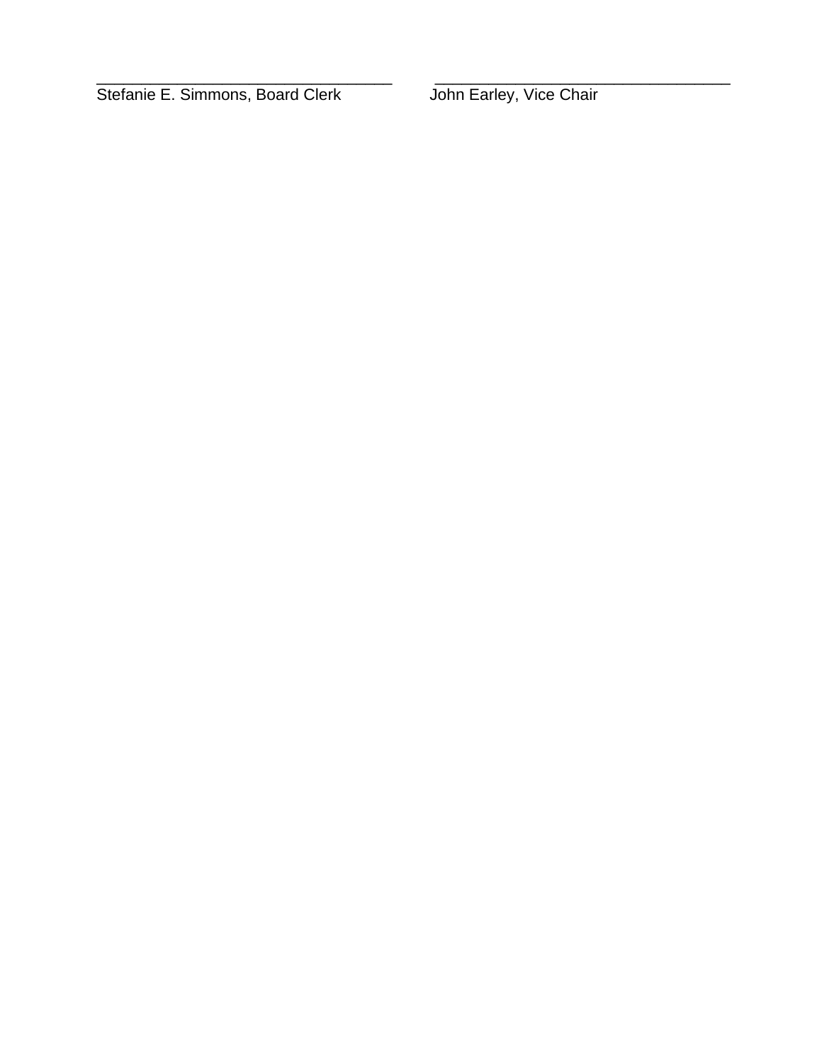| | |
|---|---|
| ___________________________________ | ___________________________________ |
| Stefanie E. Simmons, Board Clerk | John Earley, Vice Chair |